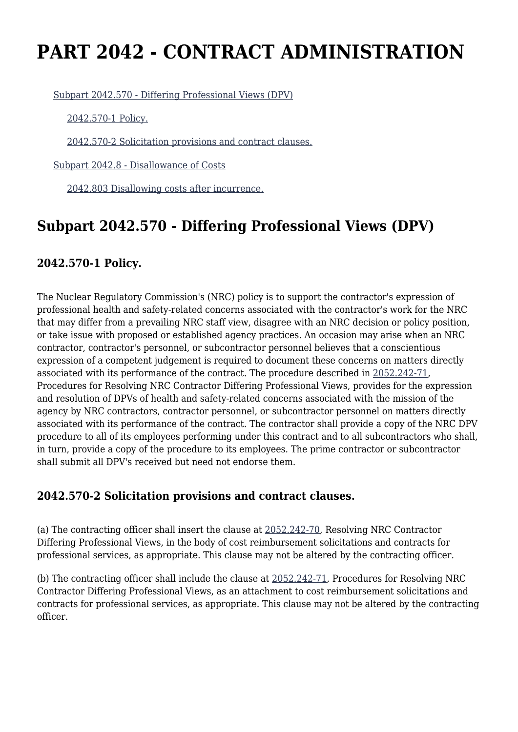# PART 2042 - CONTRACT ADMINISTRATION

- Subpart 2042.570 - Differing Professional Views (DPV)
  - 2042.570-1 Policy.
  - 2042.570-2 Solicitation provisions and contract clauses.
- Subpart 2042.8 - Disallowance of Costs
  - 2042.803 Disallowing costs after incurrence.

## Subpart 2042.570 - Differing Professional Views (DPV)

### 2042.570-1 Policy.

The Nuclear Regulatory Commission's (NRC) policy is to support the contractor's expression of professional health and safety-related concerns associated with the contractor's work for the NRC that may differ from a prevailing NRC staff view, disagree with an NRC decision or policy position, or take issue with proposed or established agency practices. An occasion may arise when an NRC contractor, contractor's personnel, or subcontractor personnel believes that a conscientious expression of a competent judgement is required to document these concerns on matters directly associated with its performance of the contract. The procedure described in 2052.242-71, Procedures for Resolving NRC Contractor Differing Professional Views, provides for the expression and resolution of DPVs of health and safety-related concerns associated with the mission of the agency by NRC contractors, contractor personnel, or subcontractor personnel on matters directly associated with its performance of the contract. The contractor shall provide a copy of the NRC DPV procedure to all of its employees performing under this contract and to all subcontractors who shall, in turn, provide a copy of the procedure to its employees. The prime contractor or subcontractor shall submit all DPV's received but need not endorse them.

### 2042.570-2 Solicitation provisions and contract clauses.

(a) The contracting officer shall insert the clause at 2052.242-70, Resolving NRC Contractor Differing Professional Views, in the body of cost reimbursement solicitations and contracts for professional services, as appropriate. This clause may not be altered by the contracting officer.

(b) The contracting officer shall include the clause at 2052.242-71, Procedures for Resolving NRC Contractor Differing Professional Views, as an attachment to cost reimbursement solicitations and contracts for professional services, as appropriate. This clause may not be altered by the contracting officer.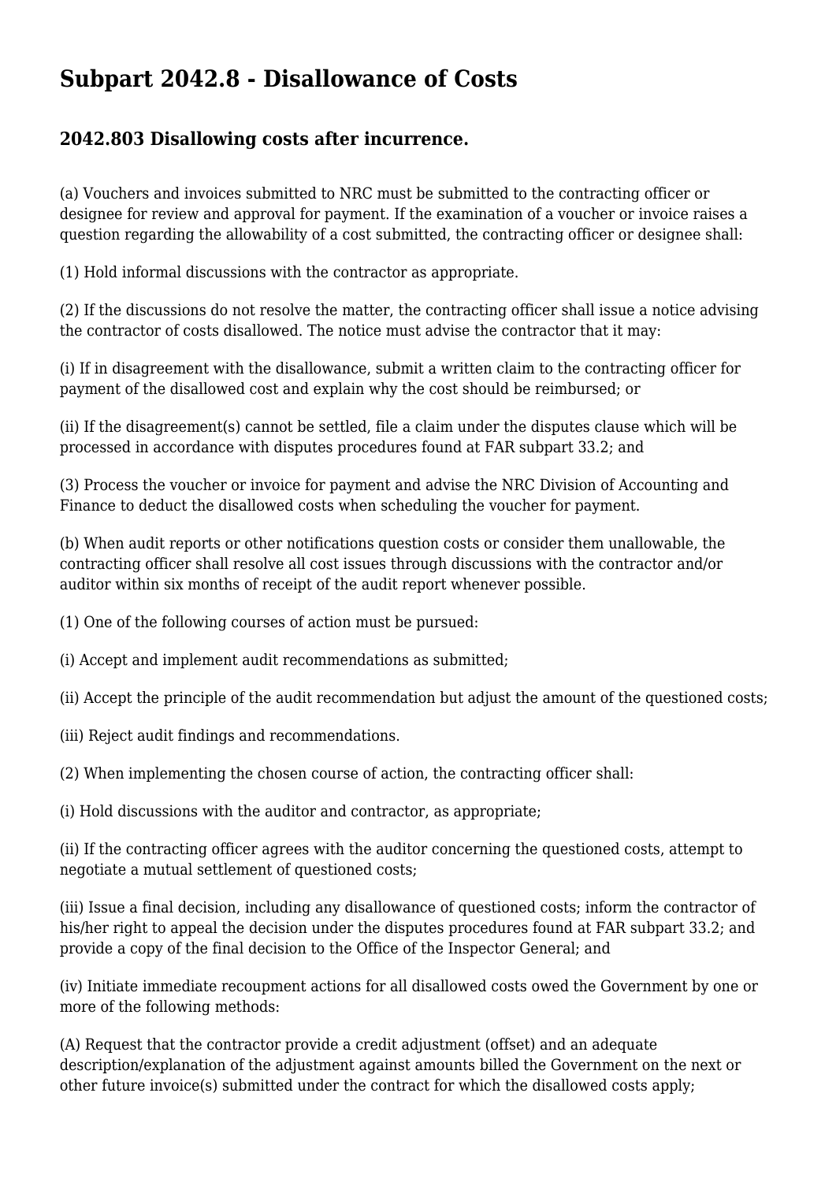# Subpart 2042.8 - Disallowance of Costs

## 2042.803 Disallowing costs after incurrence.

(a) Vouchers and invoices submitted to NRC must be submitted to the contracting officer or designee for review and approval for payment. If the examination of a voucher or invoice raises a question regarding the allowability of a cost submitted, the contracting officer or designee shall:

(1) Hold informal discussions with the contractor as appropriate.

(2) If the discussions do not resolve the matter, the contracting officer shall issue a notice advising the contractor of costs disallowed. The notice must advise the contractor that it may:

(i) If in disagreement with the disallowance, submit a written claim to the contracting officer for payment of the disallowed cost and explain why the cost should be reimbursed; or

(ii) If the disagreement(s) cannot be settled, file a claim under the disputes clause which will be processed in accordance with disputes procedures found at FAR subpart 33.2; and

(3) Process the voucher or invoice for payment and advise the NRC Division of Accounting and Finance to deduct the disallowed costs when scheduling the voucher for payment.

(b) When audit reports or other notifications question costs or consider them unallowable, the contracting officer shall resolve all cost issues through discussions with the contractor and/or auditor within six months of receipt of the audit report whenever possible.

(1) One of the following courses of action must be pursued:

(i) Accept and implement audit recommendations as submitted;

(ii) Accept the principle of the audit recommendation but adjust the amount of the questioned costs;

(iii) Reject audit findings and recommendations.

(2) When implementing the chosen course of action, the contracting officer shall:

(i) Hold discussions with the auditor and contractor, as appropriate;

(ii) If the contracting officer agrees with the auditor concerning the questioned costs, attempt to negotiate a mutual settlement of questioned costs;

(iii) Issue a final decision, including any disallowance of questioned costs; inform the contractor of his/her right to appeal the decision under the disputes procedures found at FAR subpart 33.2; and provide a copy of the final decision to the Office of the Inspector General; and

(iv) Initiate immediate recoupment actions for all disallowed costs owed the Government by one or more of the following methods:

(A) Request that the contractor provide a credit adjustment (offset) and an adequate description/explanation of the adjustment against amounts billed the Government on the next or other future invoice(s) submitted under the contract for which the disallowed costs apply;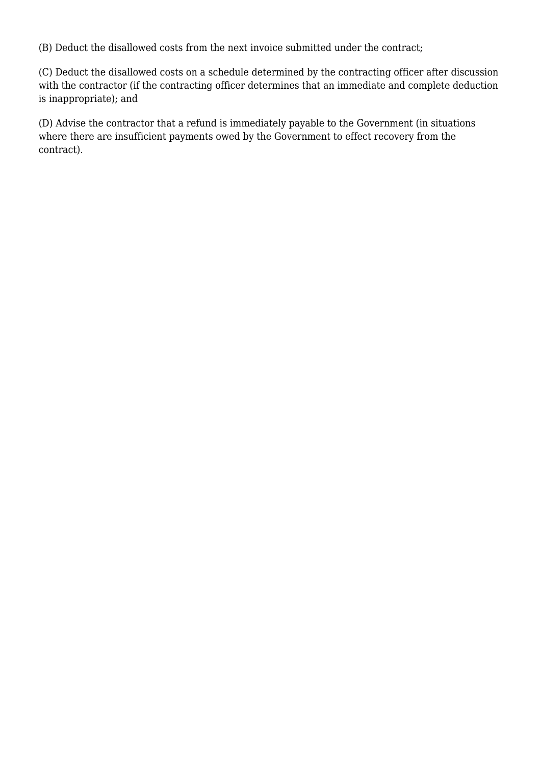(B) Deduct the disallowed costs from the next invoice submitted under the contract;

(C) Deduct the disallowed costs on a schedule determined by the contracting officer after discussion with the contractor (if the contracting officer determines that an immediate and complete deduction is inappropriate); and

(D) Advise the contractor that a refund is immediately payable to the Government (in situations where there are insufficient payments owed by the Government to effect recovery from the contract).